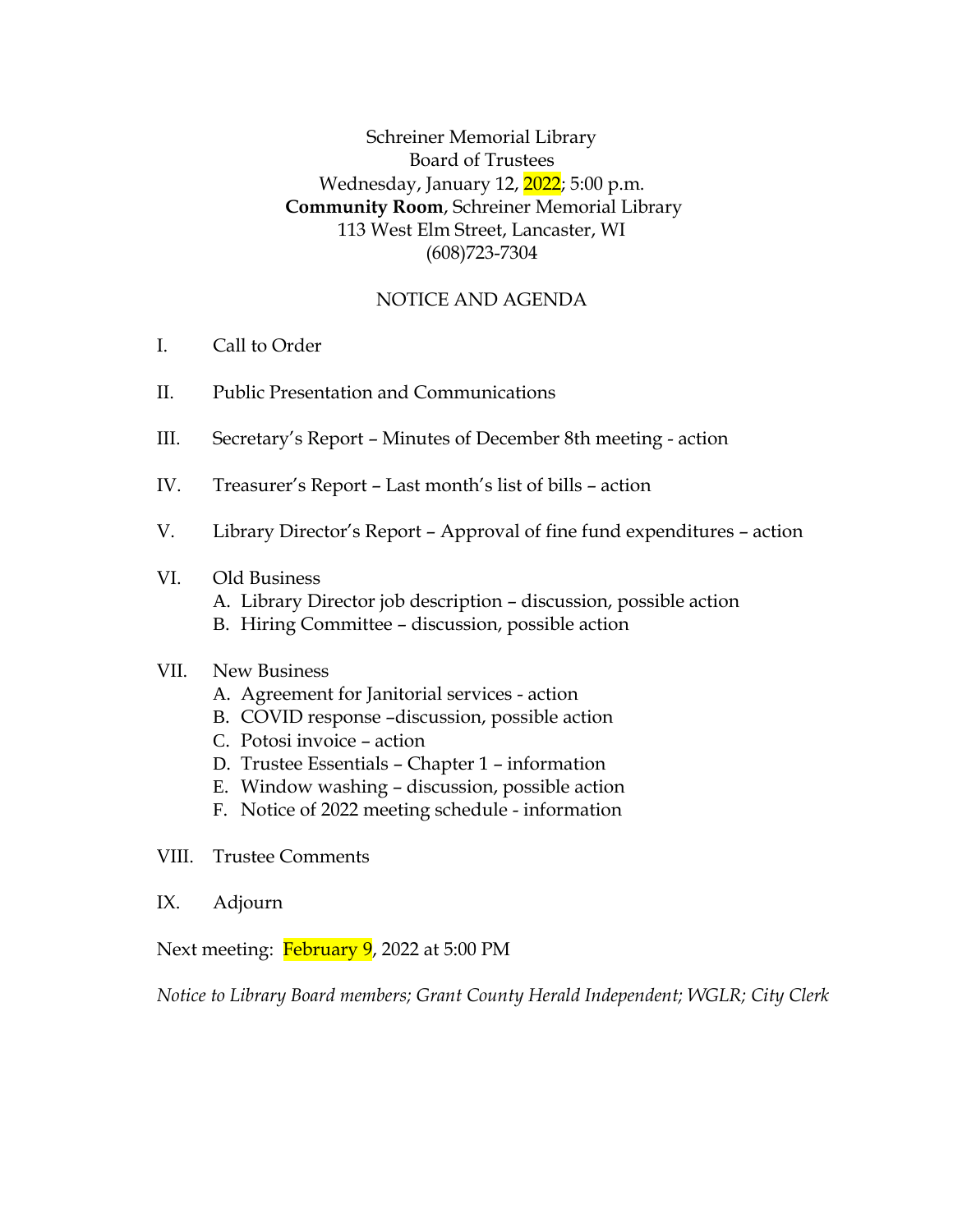Schreiner Memorial Library
Board of Trustees
Wednesday, January 12, 2022; 5:00 p.m.
**Community Room**, Schreiner Memorial Library
113 West Elm Street, Lancaster, WI
(608)723-7304

NOTICE AND AGENDA

I. Call to Order

II. Public Presentation and Communications

III. Secretary's Report – Minutes of December 8th meeting - action

IV. Treasurer's Report – Last month's list of bills – action

V. Library Director's Report – Approval of fine fund expenditures – action

VI. Old Business
   A. Library Director job description – discussion, possible action
   B. Hiring Committee – discussion, possible action

VII. New Business
   A. Agreement for Janitorial services - action
   B. COVID response –discussion, possible action
   C. Potosi invoice – action
   D. Trustee Essentials – Chapter 1 – information
   E. Window washing – discussion, possible action
   F. Notice of 2022 meeting schedule - information

VIII. Trustee Comments

IX. Adjourn

Next meeting: February 9, 2022 at 5:00 PM

*Notice to Library Board members; Grant County Herald Independent; WGLR; City Clerk*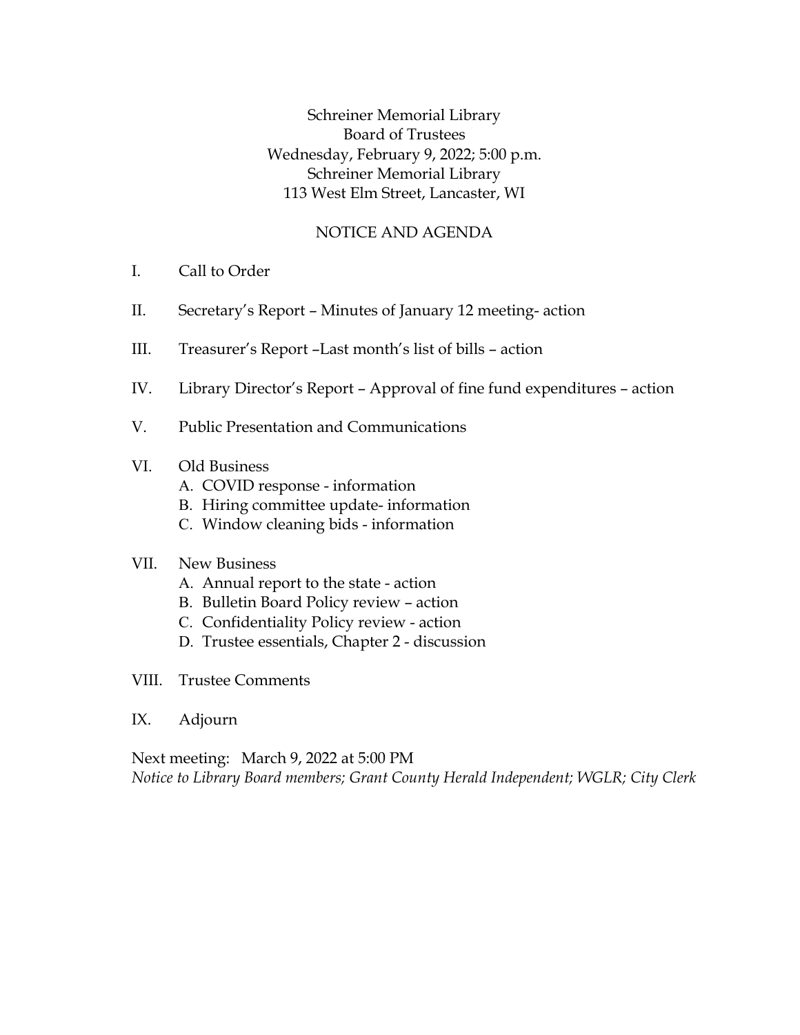Schreiner Memorial Library
Board of Trustees
Wednesday, February 9, 2022; 5:00 p.m.
Schreiner Memorial Library
113 West Elm Street, Lancaster, WI

NOTICE AND AGENDA

I. Call to Order

II. Secretary's Report – Minutes of January 12 meeting- action

III. Treasurer's Report –Last month's list of bills – action

IV. Library Director's Report – Approval of fine fund expenditures – action

V. Public Presentation and Communications

VI. Old Business
   A. COVID response - information
   B. Hiring committee update- information
   C. Window cleaning bids - information

VII. New Business
   A. Annual report to the state - action
   B. Bulletin Board Policy review – action
   C. Confidentiality Policy review - action
   D. Trustee essentials, Chapter 2 - discussion

VIII. Trustee Comments

IX. Adjourn

Next meeting: March 9, 2022 at 5:00 PM
*Notice to Library Board members; Grant County Herald Independent; WGLR; City Clerk*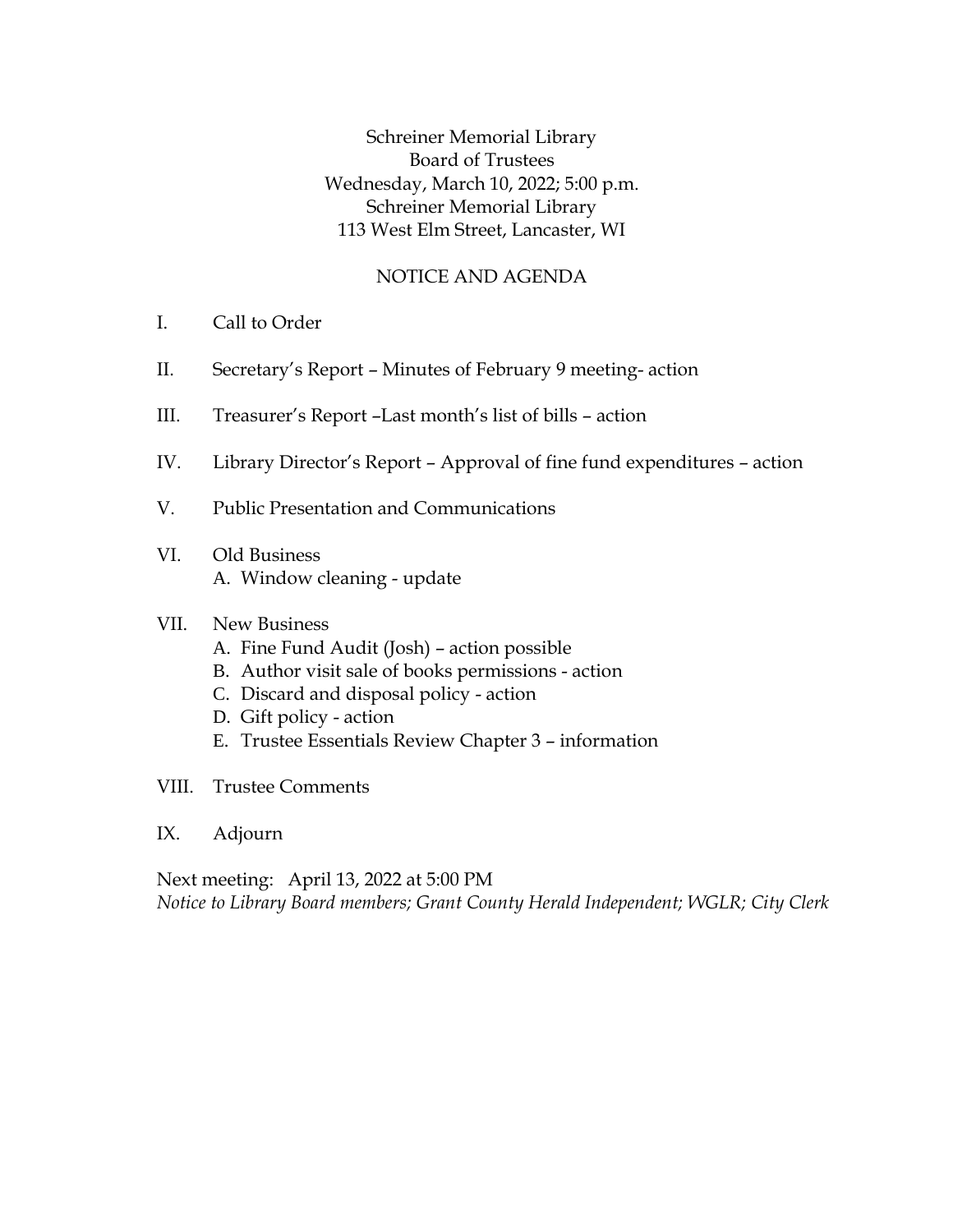Schreiner Memorial Library
Board of Trustees
Wednesday, March 10, 2022; 5:00 p.m.
Schreiner Memorial Library
113 West Elm Street, Lancaster, WI

NOTICE AND AGENDA

I. Call to Order

II. Secretary's Report – Minutes of February 9 meeting- action

III. Treasurer's Report –Last month's list of bills – action

IV. Library Director's Report – Approval of fine fund expenditures – action

V. Public Presentation and Communications

VI. Old Business
 A. Window cleaning - update

VII. New Business
 A. Fine Fund Audit (Josh) – action possible
 B. Author visit sale of books permissions - action
 C. Discard and disposal policy - action
 D. Gift policy - action
 E. Trustee Essentials Review Chapter 3 – information

VIII. Trustee Comments

IX. Adjourn

Next meeting: April 13, 2022 at 5:00 PM
*Notice to Library Board members; Grant County Herald Independent; WGLR; City Clerk*